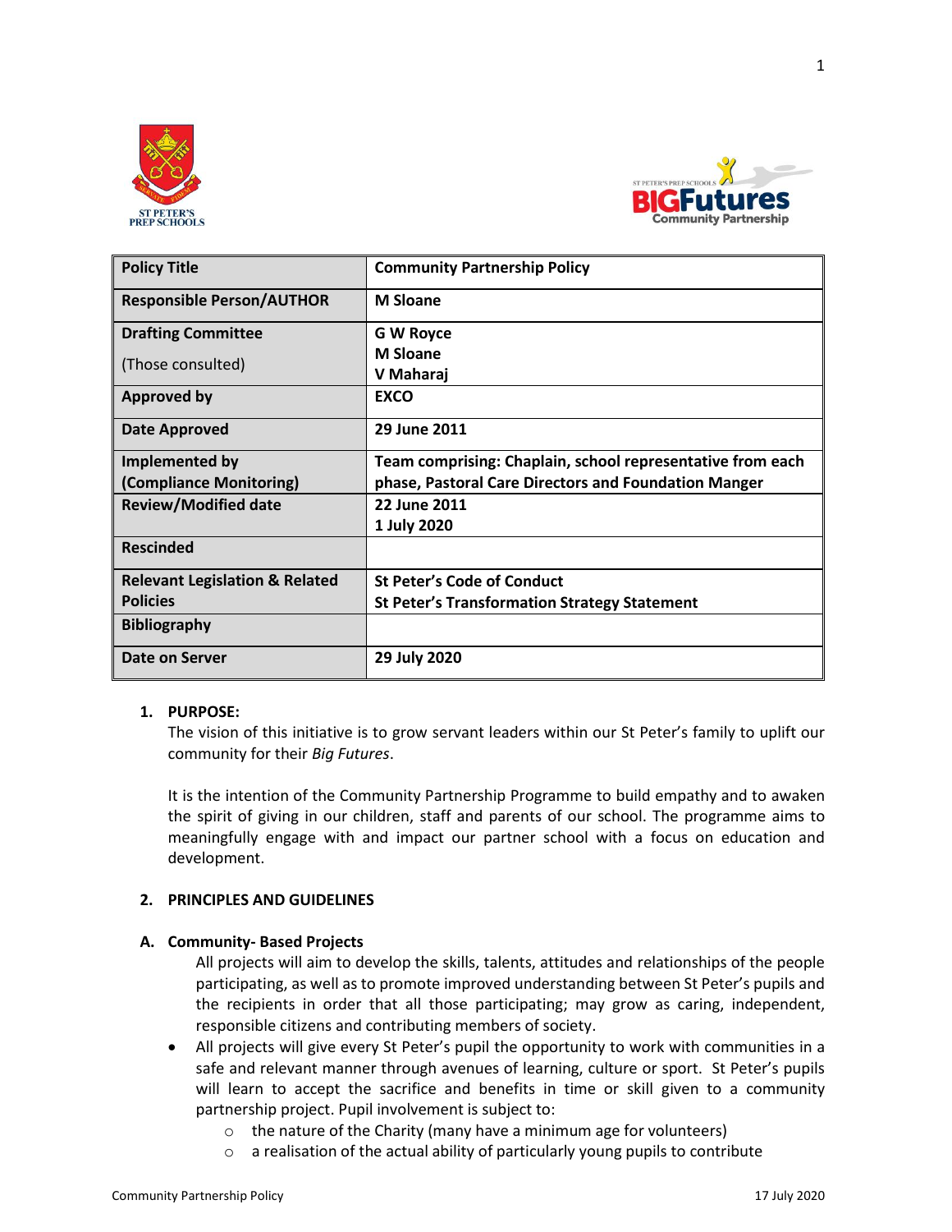| Policy Title | Community Partnership Policy |
|---|---|
| Responsible Person/AUTHOR | M Sloane |
| Drafting Committee (Those consulted) | G W Royce<br>M Sloane<br>V Maharaj |
| Approved by | EXCO |
| Date Approved | 29 June 2011 |
| Implemented by (Compliance Monitoring) | Team comprising: Chaplain, school representative from each phase, Pastoral Care Directors and Foundation Manger |
| Review/Modified date | 22 June 2011<br>1 July 2020 |
| Rescinded | |
| Relevant Legislation & Related Policies | St Peter's Code of Conduct<br>St Peter's Transformation Strategy Statement |
| Bibliography | |
| Date on Server | 29 July 2020 |

## 1. PURPOSE:

The vision of this initiative is to grow servant leaders within our St Peter's family to uplift our community for their *Big Futures*.

It is the intention of the Community Partnership Programme to build empathy and to awaken the spirit of giving in our children, staff and parents of our school. The programme aims to meaningfully engage with and impact our partner school with a focus on education and development.

## 2. PRINCIPLES AND GUIDELINES

### A. Community- Based Projects

All projects will aim to develop the skills, talents, attitudes and relationships of the people participating, as well as to promote improved understanding between St Peter's pupils and the recipients in order that all those participating; may grow as caring, independent, responsible citizens and contributing members of society.

- All projects will give every St Peter's pupil the opportunity to work with communities in a safe and relevant manner through avenues of learning, culture or sport. St Peter's pupils will learn to accept the sacrifice and benefits in time or skill given to a community partnership project. Pupil involvement is subject to:
  - the nature of the Charity (many have a minimum age for volunteers)
  - a realisation of the actual ability of particularly young pupils to contribute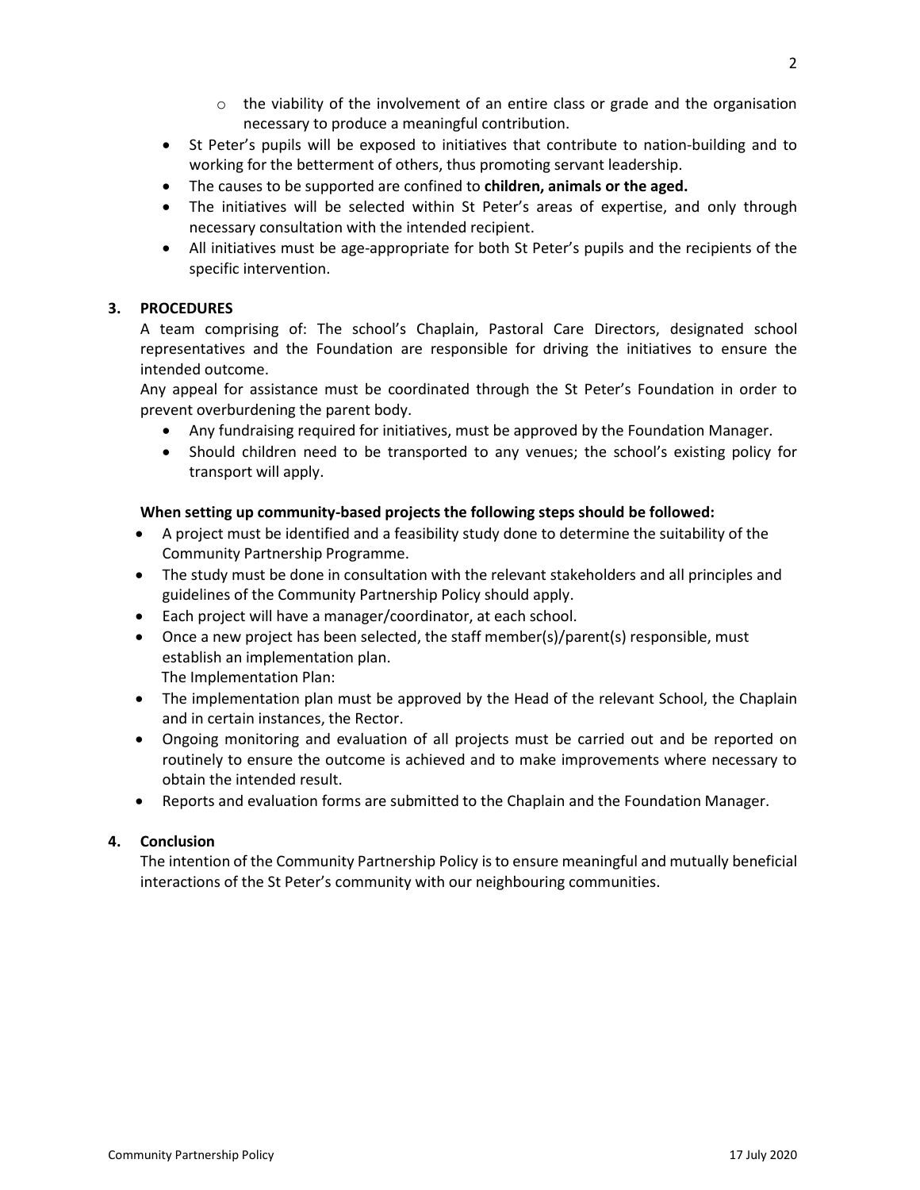- the viability of the involvement of an entire class or grade and the organisation necessary to produce a meaningful contribution.
- St Peter's pupils will be exposed to initiatives that contribute to nation-building and to working for the betterment of others, thus promoting servant leadership.
- The causes to be supported are confined to **children, animals or the aged.**
- The initiatives will be selected within St Peter's areas of expertise, and only through necessary consultation with the intended recipient.
- All initiatives must be age-appropriate for both St Peter's pupils and the recipients of the specific intervention.

## 3. PROCEDURES

A team comprising of: The school's Chaplain, Pastoral Care Directors, designated school representatives and the Foundation are responsible for driving the initiatives to ensure the intended outcome.

Any appeal for assistance must be coordinated through the St Peter's Foundation in order to prevent overburdening the parent body.

- Any fundraising required for initiatives, must be approved by the Foundation Manager.
- Should children need to be transported to any venues; the school's existing policy for transport will apply.

**When setting up community-based projects the following steps should be followed:**

- A project must be identified and a feasibility study done to determine the suitability of the Community Partnership Programme.
- The study must be done in consultation with the relevant stakeholders and all principles and guidelines of the Community Partnership Policy should apply.
- Each project will have a manager/coordinator, at each school.
- Once a new project has been selected, the staff member(s)/parent(s) responsible, must establish an implementation plan.
  The Implementation Plan:
- The implementation plan must be approved by the Head of the relevant School, the Chaplain and in certain instances, the Rector.
- Ongoing monitoring and evaluation of all projects must be carried out and be reported on routinely to ensure the outcome is achieved and to make improvements where necessary to obtain the intended result.
- Reports and evaluation forms are submitted to the Chaplain and the Foundation Manager.

## 4. Conclusion

The intention of the Community Partnership Policy is to ensure meaningful and mutually beneficial interactions of the St Peter's community with our neighbouring communities.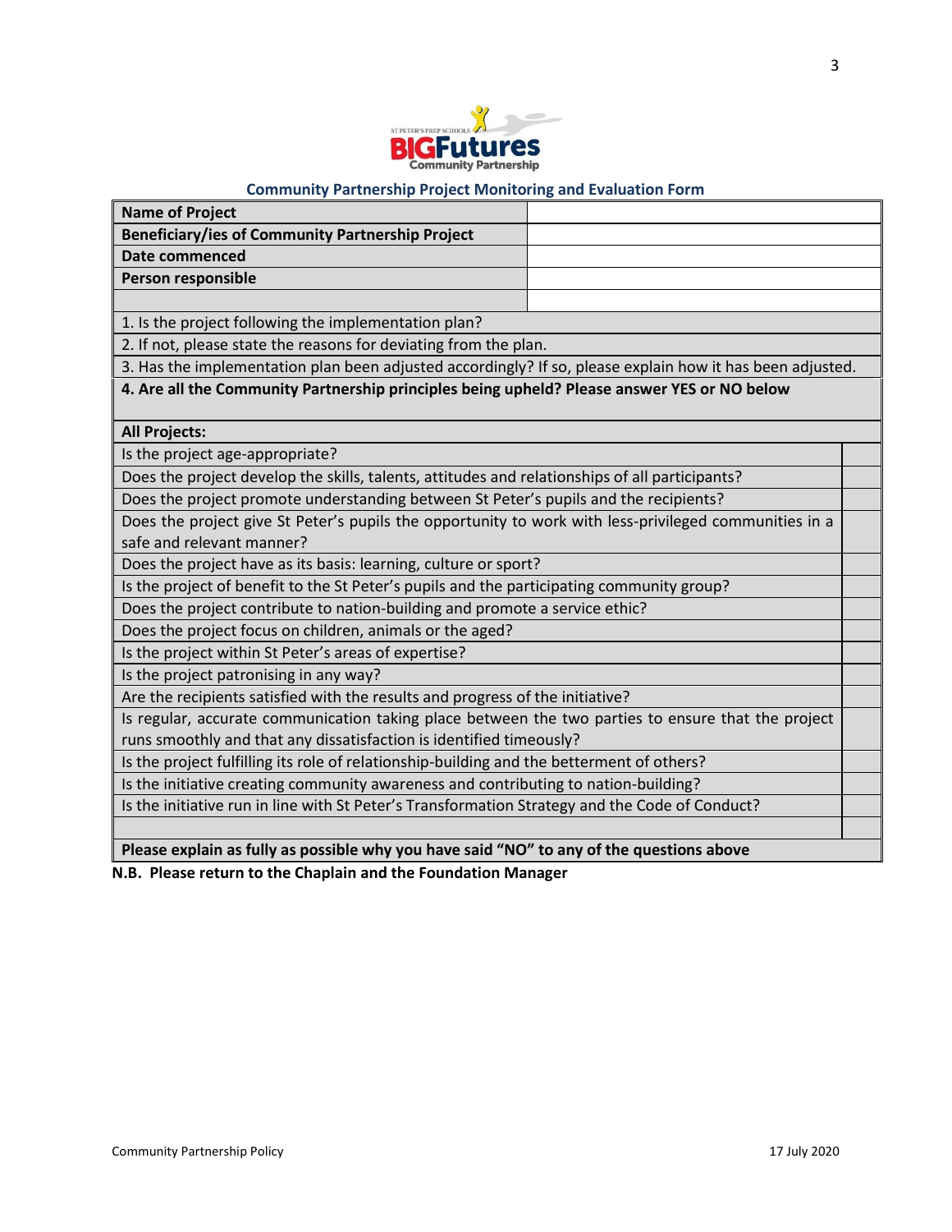## Community Partnership Project Monitoring and Evaluation Form

| | |
|---|---|
| **Name of Project** | |
| **Beneficiary/ies of Community Partnership Project** | |
| **Date commenced** | |
| **Person responsible** | |
| | |

| | |
|---|---|
| 1. Is the project following the implementation plan? | |
| 2. If not, please state the reasons for deviating from the plan. | |
| 3. Has the implementation plan been adjusted accordingly? If so, please explain how it has been adjusted. | |
| **4. Are all the Community Partnership principles being upheld? Please answer YES or NO below** | |
| **All Projects:** | |
| Is the project age-appropriate? | |
| Does the project develop the skills, talents, attitudes and relationships of all participants? | |
| Does the project promote understanding between St Peter's pupils and the recipients? | |
| Does the project give St Peter's pupils the opportunity to work with less-privileged communities in a safe and relevant manner? | |
| Does the project have as its basis: learning, culture or sport? | |
| Is the project of benefit to the St Peter's pupils and the participating community group? | |
| Does the project contribute to nation-building and promote a service ethic? | |
| Does the project focus on children, animals or the aged? | |
| Is the project within St Peter's areas of expertise? | |
| Is the project patronising in any way? | |
| Are the recipients satisfied with the results and progress of the initiative? | |
| Is regular, accurate communication taking place between the two parties to ensure that the project runs smoothly and that any dissatisfaction is identified timeously? | |
| Is the project fulfilling its role of relationship-building and the betterment of others? | |
| Is the initiative creating community awareness and contributing to nation-building? | |
| Is the initiative run in line with St Peter's Transformation Strategy and the Code of Conduct? | |
| | |
| **Please explain as fully as possible why you have said "NO" to any of the questions above** | |

**N.B. Please return to the Chaplain and the Foundation Manager**